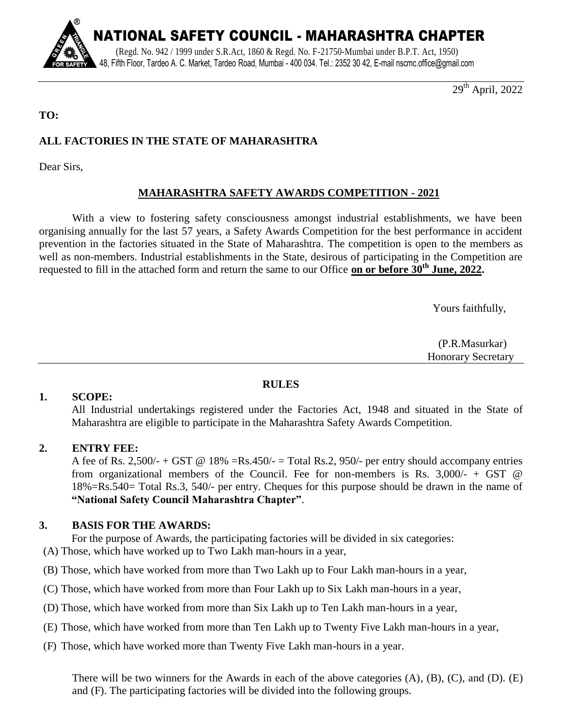# NATIONAL SAFETY COUNCIL - MAHARASHTRA CHAPTER

(Regd. No. 942 / 1999 under S.R.Act, 1860 & Regd. No. F-21750-Mumbai under B.P.T. Act, 1950)
48, Fifth Floor, Tardeo A. C. Market, Tardeo Road, Mumbai - 400 034. Tel.: 2352 30 42, E-mail nscmc.office@gmail.com

29th April, 2022

**TO:**

**ALL FACTORIES IN THE STATE OF MAHARASHTRA**

Dear Sirs,

## MAHARASHTRA SAFETY AWARDS COMPETITION - 2021

With a view to fostering safety consciousness amongst industrial establishments, we have been organising annually for the last 57 years, a Safety Awards Competition for the best performance in accident prevention in the factories situated in the State of Maharashtra. The competition is open to the members as well as non-members. Industrial establishments in the State, desirous of participating in the Competition are requested to fill in the attached form and return the same to our Office **on or before 30th June, 2022.**

Yours faithfully,

(P.R.Masurkar)
Honorary Secretary

---

## RULES

**1. SCOPE:**

All Industrial undertakings registered under the Factories Act, 1948 and situated in the State of Maharashtra are eligible to participate in the Maharashtra Safety Awards Competition.

**2. ENTRY FEE:**

A fee of Rs. 2,500/- + GST @ 18% =Rs.450/- = Total Rs.2, 950/- per entry should accompany entries from organizational members of the Council. Fee for non-members is Rs. 3,000/- + GST @ 18%=Rs.540= Total Rs.3, 540/- per entry. Cheques for this purpose should be drawn in the name of **"National Safety Council Maharashtra Chapter"**.

**3. BASIS FOR THE AWARDS:**

For the purpose of Awards, the participating factories will be divided in six categories:

(A) Those, which have worked up to Two Lakh man-hours in a year,

(B) Those, which have worked from more than Two Lakh up to Four Lakh man-hours in a year,

(C) Those, which have worked from more than Four Lakh up to Six Lakh man-hours in a year,

(D) Those, which have worked from more than Six Lakh up to Ten Lakh man-hours in a year,

(E) Those, which have worked from more than Ten Lakh up to Twenty Five Lakh man-hours in a year,

(F) Those, which have worked more than Twenty Five Lakh man-hours in a year.

There will be two winners for the Awards in each of the above categories (A), (B), (C), and (D). (E) and (F). The participating factories will be divided into the following groups.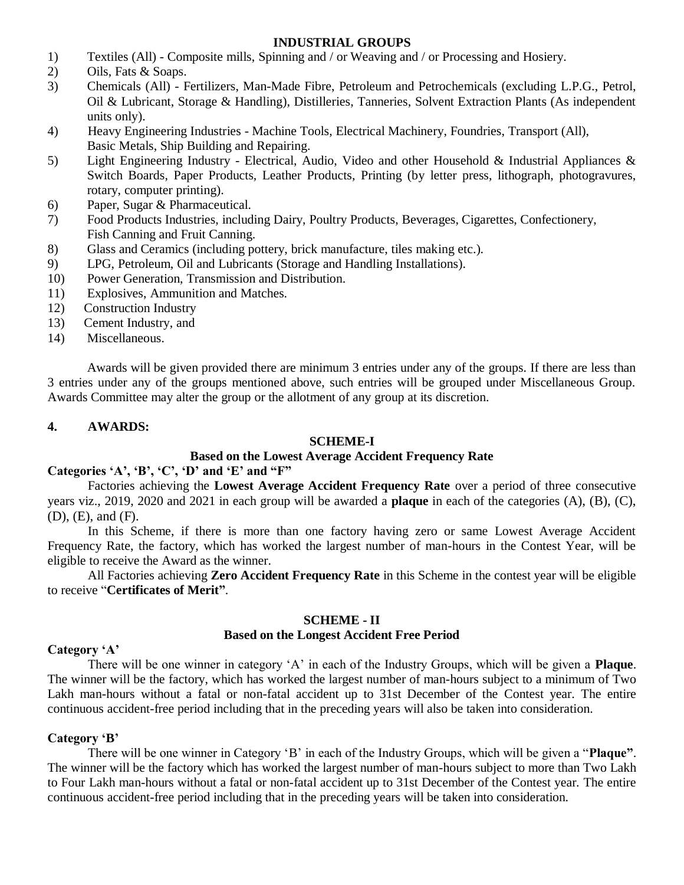### INDUSTRIAL GROUPS

1) Textiles (All) - Composite mills, Spinning and / or Weaving and / or Processing and Hosiery.
2) Oils, Fats & Soaps.
3) Chemicals (All) - Fertilizers, Man-Made Fibre, Petroleum and Petrochemicals (excluding L.P.G., Petrol, Oil & Lubricant, Storage & Handling), Distilleries, Tanneries, Solvent Extraction Plants (As independent units only).
4) Heavy Engineering Industries - Machine Tools, Electrical Machinery, Foundries, Transport (All), Basic Metals, Ship Building and Repairing.
5) Light Engineering Industry - Electrical, Audio, Video and other Household & Industrial Appliances & Switch Boards, Paper Products, Leather Products, Printing (by letter press, lithograph, photogravures, rotary, computer printing).
6) Paper, Sugar & Pharmaceutical.
7) Food Products Industries, including Dairy, Poultry Products, Beverages, Cigarettes, Confectionery, Fish Canning and Fruit Canning.
8) Glass and Ceramics (including pottery, brick manufacture, tiles making etc.).
9) LPG, Petroleum, Oil and Lubricants (Storage and Handling Installations).
10) Power Generation, Transmission and Distribution.
11) Explosives, Ammunition and Matches.
12) Construction Industry
13) Cement Industry, and
14) Miscellaneous.

Awards will be given provided there are minimum 3 entries under any of the groups. If there are less than 3 entries under any of the groups mentioned above, such entries will be grouped under Miscellaneous Group. Awards Committee may alter the group or the allotment of any group at its discretion.

## 4. AWARDS:

### SCHEME-I

### Based on the Lowest Average Accident Frequency Rate

**Categories 'A', 'B', 'C', 'D' and 'E' and "F"**

Factories achieving the **Lowest Average Accident Frequency Rate** over a period of three consecutive years viz., 2019, 2020 and 2021 in each group will be awarded a **plaque** in each of the categories (A), (B), (C), (D), (E), and (F).

In this Scheme, if there is more than one factory having zero or same Lowest Average Accident Frequency Rate, the factory, which has worked the largest number of man-hours in the Contest Year, will be eligible to receive the Award as the winner.

All Factories achieving **Zero Accident Frequency Rate** in this Scheme in the contest year will be eligible to receive "**Certificates of Merit"**.

### SCHEME - II

### Based on the Longest Accident Free Period

**Category 'A'**

There will be one winner in category 'A' in each of the Industry Groups, which will be given a **Plaque**. The winner will be the factory, which has worked the largest number of man-hours subject to a minimum of Two Lakh man-hours without a fatal or non-fatal accident up to 31st December of the Contest year. The entire continuous accident-free period including that in the preceding years will also be taken into consideration.

**Category 'B'**

There will be one winner in Category 'B' in each of the Industry Groups, which will be given a "**Plaque"**. The winner will be the factory which has worked the largest number of man-hours subject to more than Two Lakh to Four Lakh man-hours without a fatal or non-fatal accident up to 31st December of the Contest year. The entire continuous accident-free period including that in the preceding years will be taken into consideration.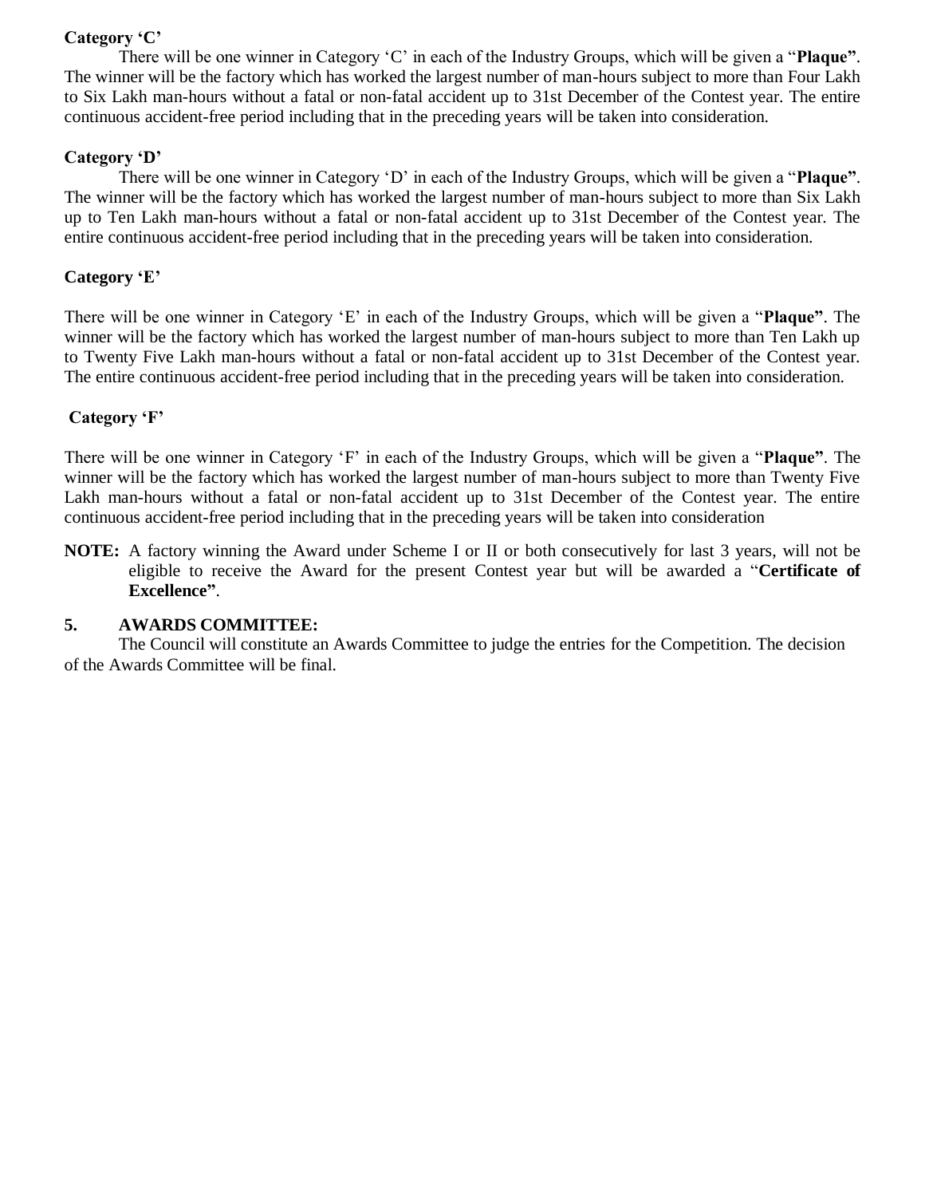**Category ‘C’**

There will be one winner in Category ‘C’ in each of the Industry Groups, which will be given a “**Plaque”**. The winner will be the factory which has worked the largest number of man-hours subject to more than Four Lakh to Six Lakh man-hours without a fatal or non-fatal accident up to 31st December of the Contest year. The entire continuous accident-free period including that in the preceding years will be taken into consideration.

**Category ‘D’**

There will be one winner in Category ‘D’ in each of the Industry Groups, which will be given a “**Plaque”**. The winner will be the factory which has worked the largest number of man-hours subject to more than Six Lakh up to Ten Lakh man-hours without a fatal or non-fatal accident up to 31st December of the Contest year. The entire continuous accident-free period including that in the preceding years will be taken into consideration.

**Category ‘E’**

There will be one winner in Category ‘E’ in each of the Industry Groups, which will be given a “**Plaque”**. The winner will be the factory which has worked the largest number of man-hours subject to more than Ten Lakh up to Twenty Five Lakh man-hours without a fatal or non-fatal accident up to 31st December of the Contest year. The entire continuous accident-free period including that in the preceding years will be taken into consideration.

**Category ‘F’**

There will be one winner in Category ‘F’ in each of the Industry Groups, which will be given a “**Plaque”**. The winner will be the factory which has worked the largest number of man-hours subject to more than Twenty Five Lakh man-hours without a fatal or non-fatal accident up to 31st December of the Contest year. The entire continuous accident-free period including that in the preceding years will be taken into consideration

**NOTE:** A factory winning the Award under Scheme I or II or both consecutively for last 3 years, will not be eligible to receive the Award for the present Contest year but will be awarded a “**Certificate of Excellence”**.

**5. AWARDS COMMITTEE:**

The Council will constitute an Awards Committee to judge the entries for the Competition. The decision of the Awards Committee will be final.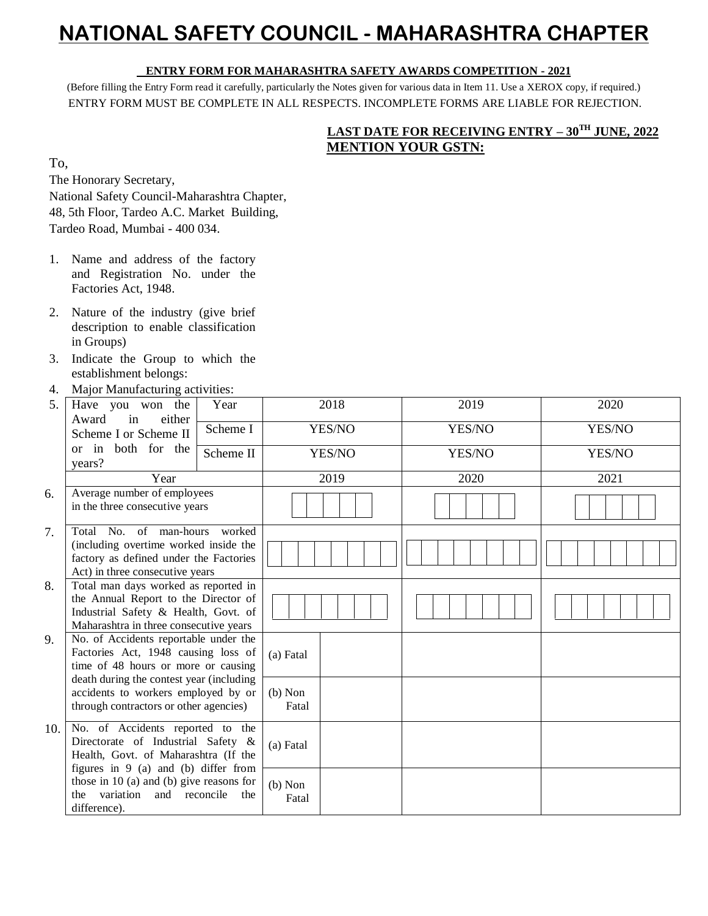# NATIONAL SAFETY COUNCIL - MAHARASHTRA CHAPTER

**ENTRY FORM FOR MAHARASHTRA SAFETY AWARDS COMPETITION - 2021**

(Before filling the Entry Form read it carefully, particularly the Notes given for various data in Item 11. Use a XEROX copy, if required.)

ENTRY FORM MUST BE COMPLETE IN ALL RESPECTS. INCOMPLETE FORMS ARE LIABLE FOR REJECTION.

**LAST DATE FOR RECEIVING ENTRY – 30TH JUNE, 2022**

**MENTION YOUR GSTN:**

To,
The Honorary Secretary,
National Safety Council-Maharashtra Chapter,
48, 5th Floor, Tardeo A.C. Market Building,
Tardeo Road, Mumbai - 400 034.

1. Name and address of the factory and Registration No. under the Factories Act, 1948.
2. Nature of the industry (give brief description to enable classification in Groups)
3. Indicate the Group to which the establishment belongs:
4. Major Manufacturing activities:

| No. | Item | | 2018 | | 2019 | 2020 |
|---|---|---|---|---|---|---|
| 5. | Have you won the Award in either Scheme I or Scheme II or in both for the years? | Year | 2018 | | 2019 | 2020 |
| | | Scheme I | YES/NO | | YES/NO | YES/NO |
| | | Scheme II | YES/NO | | YES/NO | YES/NO |
| | Year | | 2019 | | 2020 | 2021 |
| 6. | Average number of employees in the three consecutive years | | | | | |
| 7. | Total No. of man-hours worked (including overtime worked inside the factory as defined under the Factories Act) in three consecutive years | | | | | |
| 8. | Total man days worked as reported in the Annual Report to the Director of Industrial Safety & Health, Govt. of Maharashtra in three consecutive years | | | | | |
| 9. | No. of Accidents reportable under the Factories Act, 1948 causing loss of time of 48 hours or more or causing death during the contest year (including accidents to workers employed by or through contractors or other agencies) | | (a) Fatal | | | |
| | | | (b) Non Fatal | | | |
| 10. | No. of Accidents reported to the Directorate of Industrial Safety & Health, Govt. of Maharashtra (If the figures in 9 (a) and (b) differ from those in 10 (a) and (b) give reasons for the variation and reconcile the difference). | | (a) Fatal | | | |
| | | | (b) Non Fatal | | | |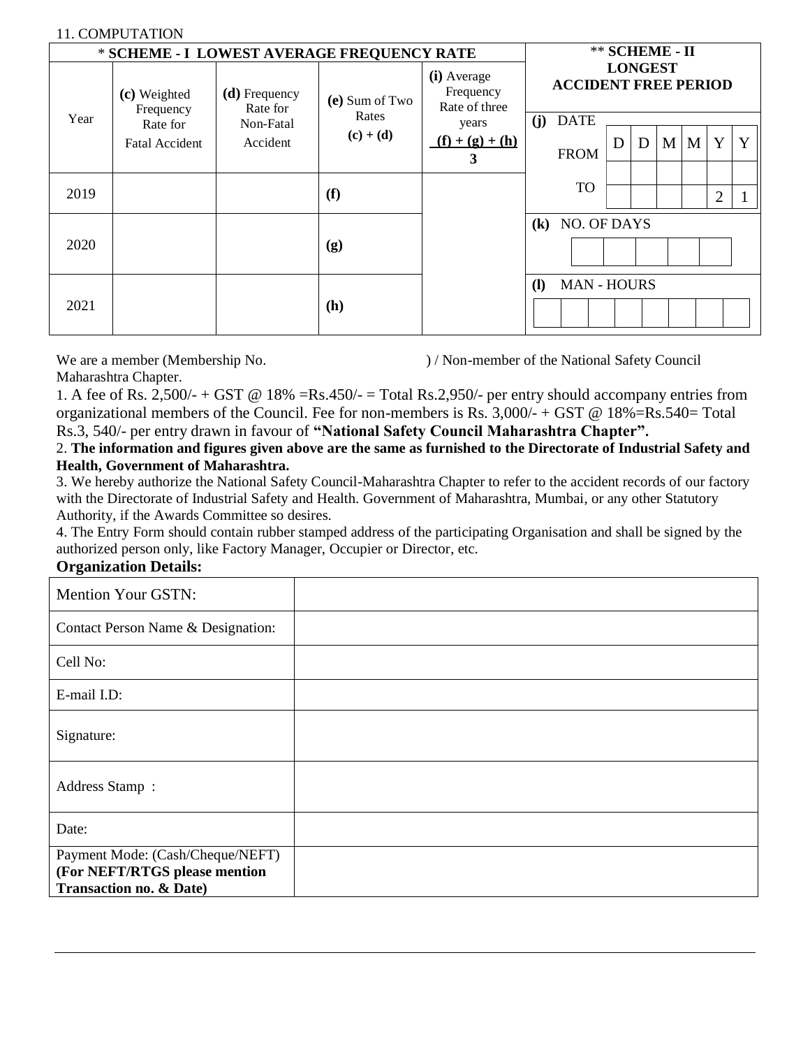11. COMPUTATION

| * SCHEME - I LOWEST AVERAGE FREQUENCY RATE | | | | | ** SCHEME - II LONGEST ACCIDENT FREE PERIOD |
|---|---|---|---|---|---|
| Year | **(c)** Weighted Frequency Rate for Fatal Accident | **(d)** Frequency Rate for Non-Fatal Accident | **(e)** Sum of Two Rates **(c) + (d)** | **(i)** Average Frequency Rate of three years **(f) + (g) + (h) / 3** | **(j)** DATE FROM: D D M M Y Y |
| 2019 | | | **(f)** | | TO: _ _ _ _ 2 1 |
| 2020 | | | **(g)** | | **(k)** NO. OF DAYS |
| 2021 | | | **(h)** | | **(l)** MAN - HOURS |

We are a member (Membership No. ) / Non-member of the National Safety Council Maharashtra Chapter.

1. A fee of Rs. 2,500/- + GST @ 18% =Rs.450/- = Total Rs.2,950/- per entry should accompany entries from organizational members of the Council. Fee for non-members is Rs. 3,000/- + GST @ 18%=Rs.540= Total Rs.3, 540/- per entry drawn in favour of **"National Safety Council Maharashtra Chapter".**

2. **The information and figures given above are the same as furnished to the Directorate of Industrial Safety and Health, Government of Maharashtra.**

3. We hereby authorize the National Safety Council-Maharashtra Chapter to refer to the accident records of our factory with the Directorate of Industrial Safety and Health. Government of Maharashtra, Mumbai, or any other Statutory Authority, if the Awards Committee so desires.

4. The Entry Form should contain rubber stamped address of the participating Organisation and shall be signed by the authorized person only, like Factory Manager, Occupier or Director, etc.

**Organization Details:**

| | |
|---|---|
| Mention Your GSTN: | |
| Contact Person Name & Designation: | |
| Cell No: | |
| E-mail I.D: | |
| Signature: | |
| Address Stamp : | |
| Date: | |
| Payment Mode: (Cash/Cheque/NEFT) **(For NEFT/RTGS please mention Transaction no. & Date)** | |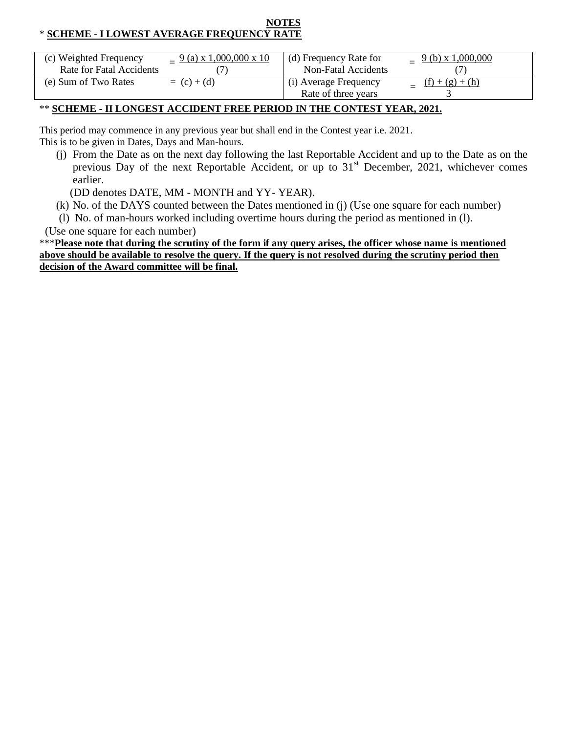**NOTES**

\* **SCHEME - I LOWEST AVERAGE FREQUENCY RATE**

| | | | |
|---|---|---|---|
| (c) Weighted Frequency Rate for Fatal Accidents | $= \frac{9\text{(a)} \times 1{,}000{,}000 \times 10}{(7)}$ | (d) Frequency Rate for Non-Fatal Accidents | $= \frac{9\text{(b)} \times 1{,}000{,}000}{(7)}$ |
| (e) Sum of Two Rates | = (c) + (d) | (i) Average Frequency Rate of three years | $= \frac{\text{(f)} + \text{(g)} + \text{(h)}}{3}$ |

\*\* **SCHEME - II LONGEST ACCIDENT FREE PERIOD IN THE CONTEST YEAR, 2021.**

This period may commence in any previous year but shall end in the Contest year i.e. 2021.
This is to be given in Dates, Days and Man-hours.

(j) From the Date as on the next day following the last Reportable Accident and up to the Date as on the previous Day of the next Reportable Accident, or up to 31st December, 2021, whichever comes earlier.

(DD denotes DATE, MM - MONTH and YY- YEAR).

(k) No. of the DAYS counted between the Dates mentioned in (j) (Use one square for each number)

(l) No. of man-hours worked including overtime hours during the period as mentioned in (l).

(Use one square for each number)

\*\*\***Please note that during the scrutiny of the form if any query arises, the officer whose name is mentioned above should be available to resolve the query. If the query is not resolved during the scrutiny period then decision of the Award committee will be final.**